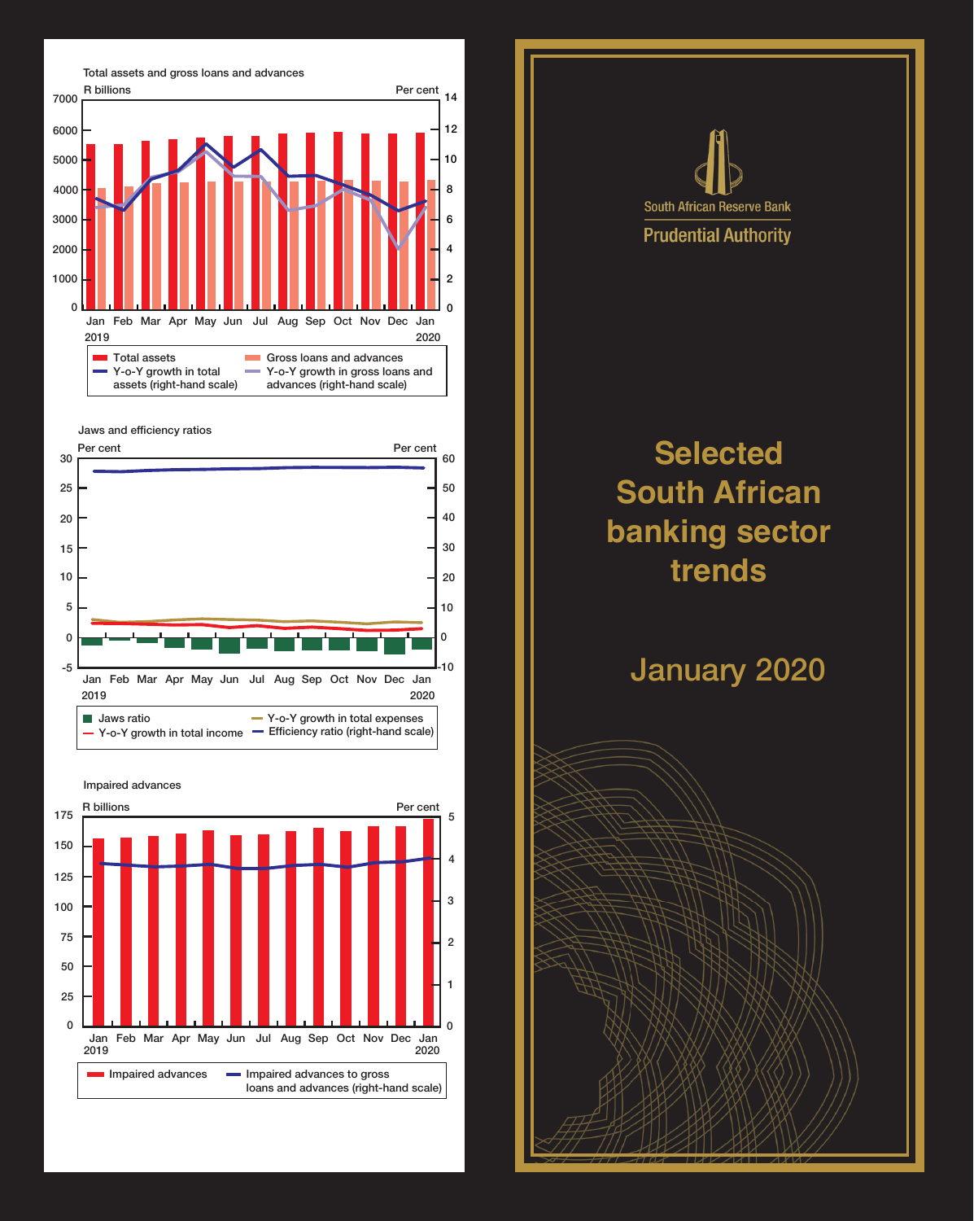South African Reserve Bank

Prudential Authority

# Selected South African banking sector trends

## January 2020

### Total assets and gross loans and advances

R billions | Per cent

Total assets; Gross loans and advances; Y-o-Y growth in total assets (right-hand scale); Y-o-Y growth in gross loans and advances (right-hand scale)

### Jaws and efficiency ratios

Per cent | Per cent

Jaws ratio; Y-o-Y growth in total income; Y-o-Y growth in total expenses; Efficiency ratio (right-hand scale)

### Impaired advances

R billions | Per cent

Impaired advances; Impaired advances to gross loans and advances (right-hand scale)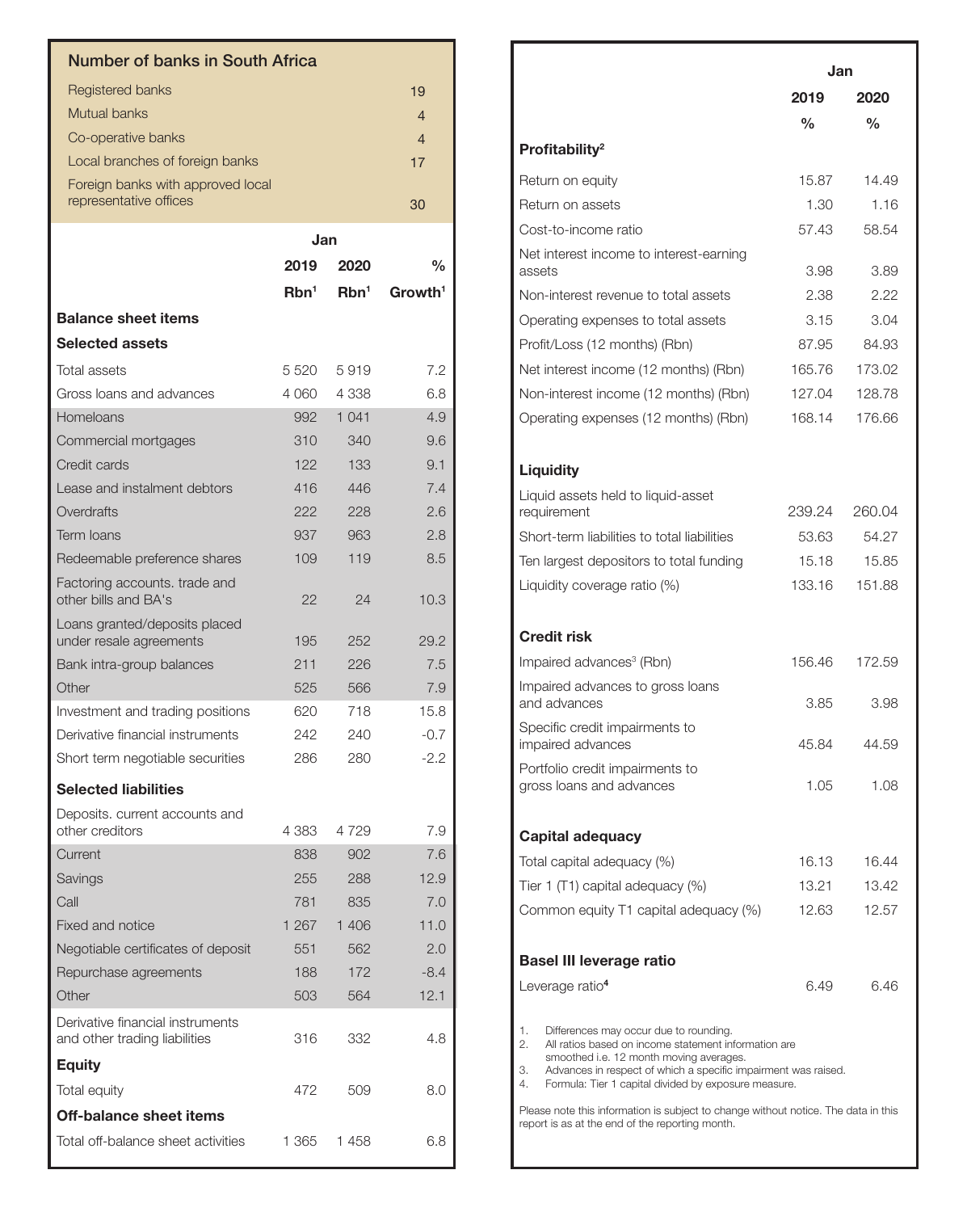## Number of banks in South Africa

| | |
|---|---|
| Registered banks | 19 |
| Mutual banks | 4 |
| Co-operative banks | 4 |
| Local branches of foreign banks | 17 |
| Foreign banks with approved local representative offices | 30 |

| | Jan | | |
|---|---|---|---|
| | 2019 | 2020 | % |
| | Rbn[1] | Rbn[1] | Growth[1] |
| **Balance sheet items** | | | |
| **Selected assets** | | | |
| Total assets | 5 520 | 5 919 | 7.2 |
| Gross loans and advances | 4 060 | 4 338 | 6.8 |
| Homeloans | 992 | 1 041 | 4.9 |
| Commercial mortgages | 310 | 340 | 9.6 |
| Credit cards | 122 | 133 | 9.1 |
| Lease and instalment debtors | 416 | 446 | 7.4 |
| Overdrafts | 222 | 228 | 2.6 |
| Term loans | 937 | 963 | 2.8 |
| Redeemable preference shares | 109 | 119 | 8.5 |
| Factoring accounts. trade and other bills and BA's | 22 | 24 | 10.3 |
| Loans granted/deposits placed under resale agreements | 195 | 252 | 29.2 |
| Bank intra-group balances | 211 | 226 | 7.5 |
| Other | 525 | 566 | 7.9 |
| Investment and trading positions | 620 | 718 | 15.8 |
| Derivative financial instruments | 242 | 240 | -0.7 |
| Short term negotiable securities | 286 | 280 | -2.2 |
| **Selected liabilities** | | | |
| Deposits. current accounts and other creditors | 4 383 | 4 729 | 7.9 |
| Current | 838 | 902 | 7.6 |
| Savings | 255 | 288 | 12.9 |
| Call | 781 | 835 | 7.0 |
| Fixed and notice | 1 267 | 1 406 | 11.0 |
| Negotiable certificates of deposit | 551 | 562 | 2.0 |
| Repurchase agreements | 188 | 172 | -8.4 |
| Other | 503 | 564 | 12.1 |
| Derivative financial instruments and other trading liabilities | 316 | 332 | 4.8 |
| **Equity** | | | |
| Total equity | 472 | 509 | 8.0 |
| **Off-balance sheet items** | | | |
| Total off-balance sheet activities | 1 365 | 1 458 | 6.8 |

| | Jan | |
|---|---|---|
| | 2019 | 2020 |
| | % | % |
| **Profitability[2]** | | |
| Return on equity | 15.87 | 14.49 |
| Return on assets | 1.30 | 1.16 |
| Cost-to-income ratio | 57.43 | 58.54 |
| Net interest income to interest-earning assets | 3.98 | 3.89 |
| Non-interest revenue to total assets | 2.38 | 2.22 |
| Operating expenses to total assets | 3.15 | 3.04 |
| Profit/Loss (12 months) (Rbn) | 87.95 | 84.93 |
| Net interest income (12 months) (Rbn) | 165.76 | 173.02 |
| Non-interest income (12 months) (Rbn) | 127.04 | 128.78 |
| Operating expenses (12 months) (Rbn) | 168.14 | 176.66 |
| **Liquidity** | | |
| Liquid assets held to liquid-asset requirement | 239.24 | 260.04 |
| Short-term liabilities to total liabilities | 53.63 | 54.27 |
| Ten largest depositors to total funding | 15.18 | 15.85 |
| Liquidity coverage ratio (%) | 133.16 | 151.88 |
| **Credit risk** | | |
| Impaired advances[3] (Rbn) | 156.46 | 172.59 |
| Impaired advances to gross loans and advances | 3.85 | 3.98 |
| Specific credit impairments to impaired advances | 45.84 | 44.59 |
| Portfolio credit impairments to gross loans and advances | 1.05 | 1.08 |
| **Capital adequacy** | | |
| Total capital adequacy (%) | 16.13 | 16.44 |
| Tier 1 (T1) capital adequacy (%) | 13.21 | 13.42 |
| Common equity T1 capital adequacy (%) | 12.63 | 12.57 |
| **Basel III leverage ratio** | | |
| Leverage ratio[4] | 6.49 | 6.46 |

1. Differences may occur due to rounding.
2. All ratios based on income statement information are smoothed i.e. 12 month moving averages.
3. Advances in respect of which a specific impairment was raised.
4. Formula: Tier 1 capital divided by exposure measure.

Please note this information is subject to change without notice. The data in this report is as at the end of the reporting month.